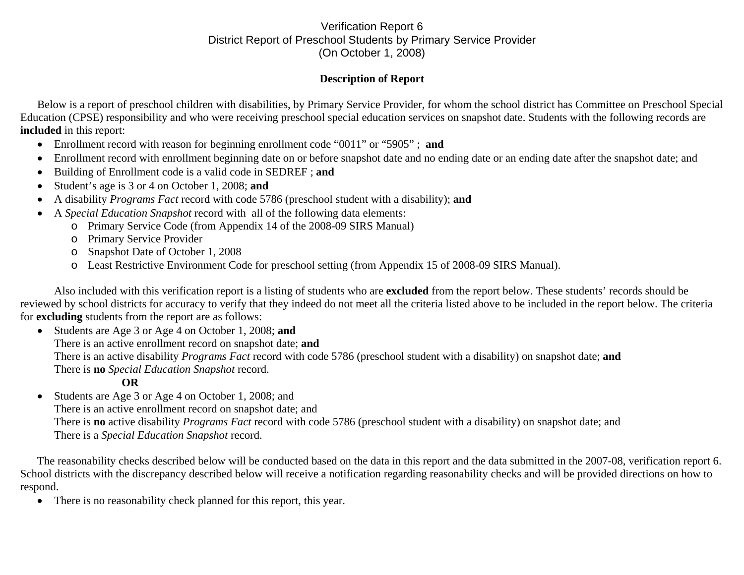# Verification Report 6
# District Report of Preschool Students by Primary Service Provider
# (On October 1, 2008)

### Description of Report

Below is a report of preschool children with disabilities, by Primary Service Provider, for whom the school district has Committee on Preschool Special Education (CPSE) responsibility and who were receiving preschool special education services on snapshot date. Students with the following records are **included** in this report:

- Enrollment record with reason for beginning enrollment code "0011" or "5905" ; **and**
- Enrollment record with enrollment beginning date on or before snapshot date and no ending date or an ending date after the snapshot date; and
- Building of Enrollment code is a valid code in SEDREF ; **and**
- Student's age is 3 or 4 on October 1, 2008; **and**
- A disability *Programs Fact* record with code 5786 (preschool student with a disability); **and**
- A *Special Education Snapshot* record with all of the following data elements:
  - Primary Service Code (from Appendix 14 of the 2008-09 SIRS Manual)
  - Primary Service Provider
  - Snapshot Date of October 1, 2008
  - Least Restrictive Environment Code for preschool setting (from Appendix 15 of 2008-09 SIRS Manual).

Also included with this verification report is a listing of students who are **excluded** from the report below. These students' records should be reviewed by school districts for accuracy to verify that they indeed do not meet all the criteria listed above to be included in the report below. The criteria for **excluding** students from the report are as follows:

- Students are Age 3 or Age 4 on October 1, 2008; **and**
  There is an active enrollment record on snapshot date; **and**
  There is an active disability *Programs Fact* record with code 5786 (preschool student with a disability) on snapshot date; **and**
  There is **no** *Special Education Snapshot* record.

  **OR**

- Students are Age 3 or Age 4 on October 1, 2008; and
  There is an active enrollment record on snapshot date; and
  There is **no** active disability *Programs Fact* record with code 5786 (preschool student with a disability) on snapshot date; and
  There is a *Special Education Snapshot* record.

The reasonability checks described below will be conducted based on the data in this report and the data submitted in the 2007-08, verification report 6. School districts with the discrepancy described below will receive a notification regarding reasonability checks and will be provided directions on how to respond.

- There is no reasonability check planned for this report, this year.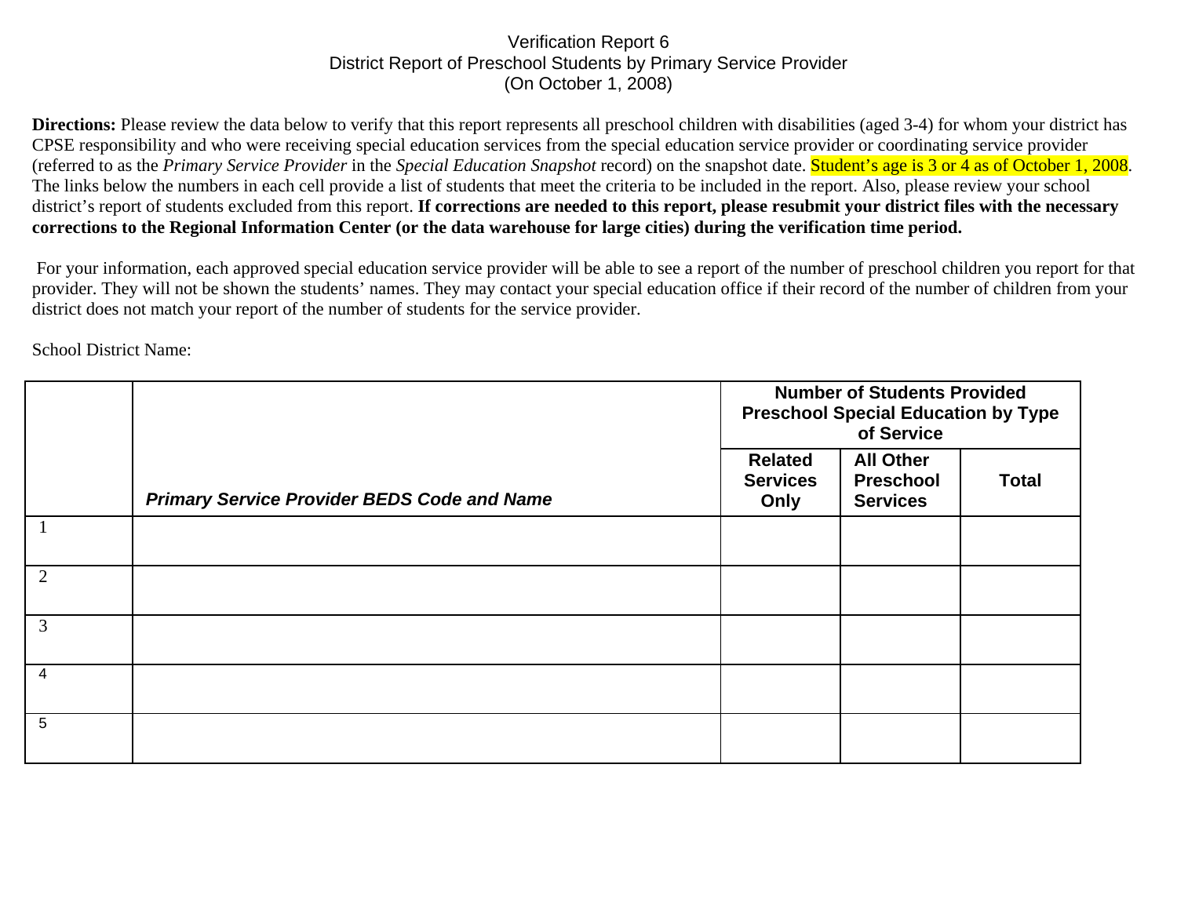Verification Report 6
District Report of Preschool Students by Primary Service Provider
(On October 1, 2008)

**Directions:** Please review the data below to verify that this report represents all preschool children with disabilities (aged 3-4) for whom your district has CPSE responsibility and who were receiving special education services from the special education service provider or coordinating service provider (referred to as the *Primary Service Provider* in the *Special Education Snapshot* record) on the snapshot date. Student's age is 3 or 4 as of October 1, 2008. The links below the numbers in each cell provide a list of students that meet the criteria to be included in the report. Also, please review your school district's report of students excluded from this report. **If corrections are needed to this report, please resubmit your district files with the necessary corrections to the Regional Information Center (or the data warehouse for large cities) during the verification time period.**

For your information, each approved special education service provider will be able to see a report of the number of preschool children you report for that provider. They will not be shown the students' names. They may contact your special education office if their record of the number of children from your district does not match your report of the number of students for the service provider.

School District Name:

| | | **Number of Students Provided Preschool Special Education by Type of Service** | | |
|---|---|---|---|---|
| | ***Primary Service Provider BEDS Code and Name*** | **Related Services Only** | **All Other Preschool Services** | **Total** |
| 1 | | | | |
| 2 | | | | |
| 3 | | | | |
| 4 | | | | |
| 5 | | | | |